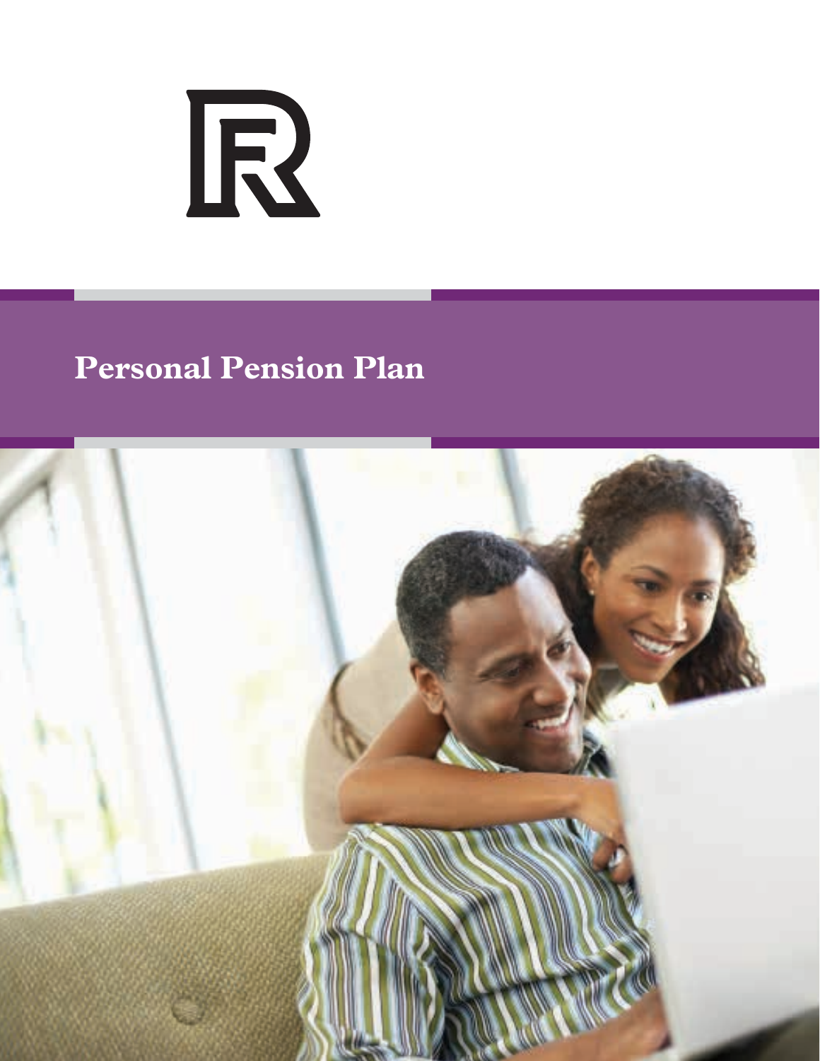# Personal Pension Plan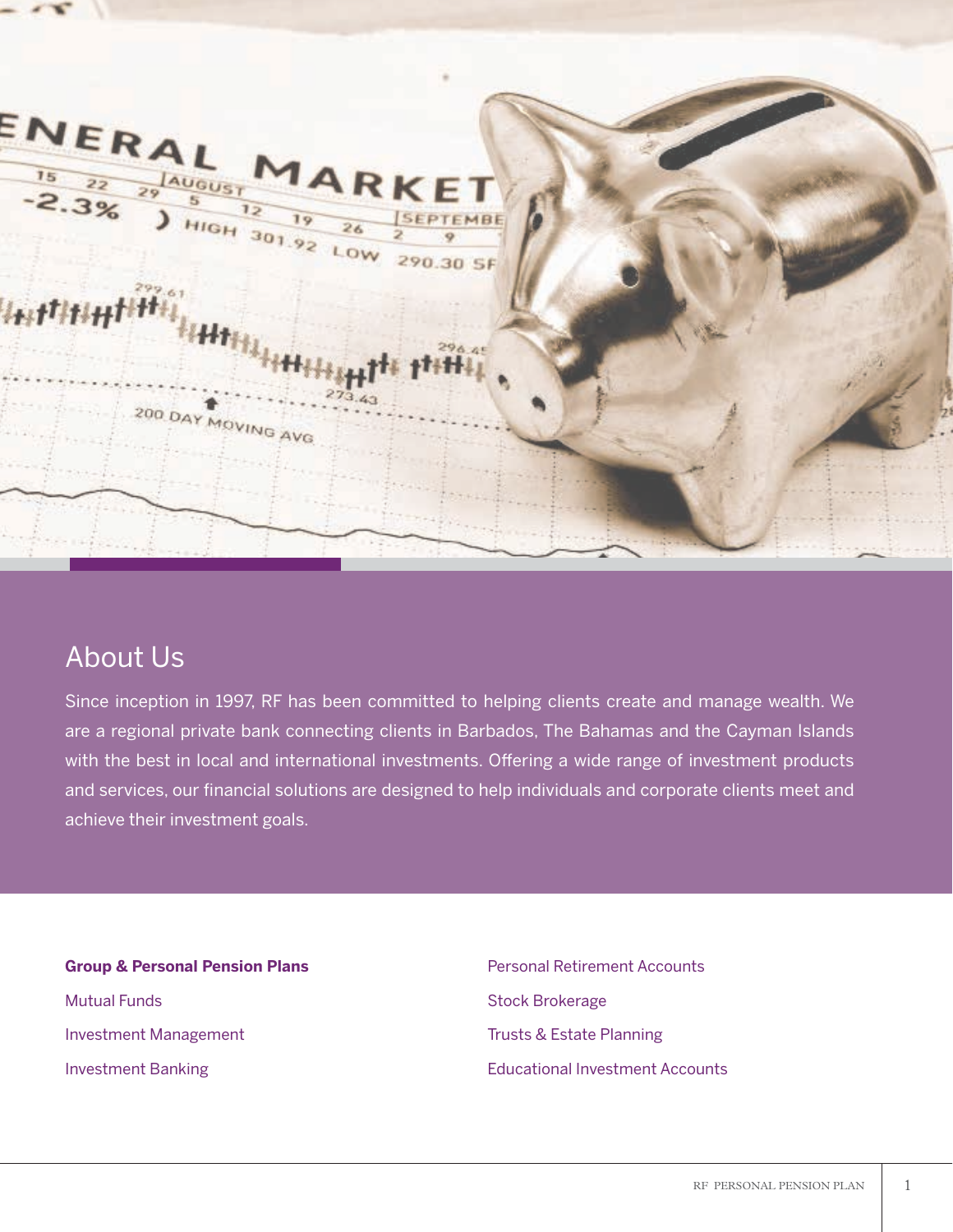## About Us

Since inception in 1997, RF has been committed to helping clients create and manage wealth. We are a regional private bank connecting clients in Barbados, The Bahamas and the Cayman Islands with the best in local and international investments. Offering a wide range of investment products and services, our financial solutions are designed to help individuals and corporate clients meet and achieve their investment goals.

**Group & Personal Pension Plans**

Mutual Funds

Investment Management

Investment Banking

Personal Retirement Accounts

Stock Brokerage

Trusts & Estate Planning

Educational Investment Accounts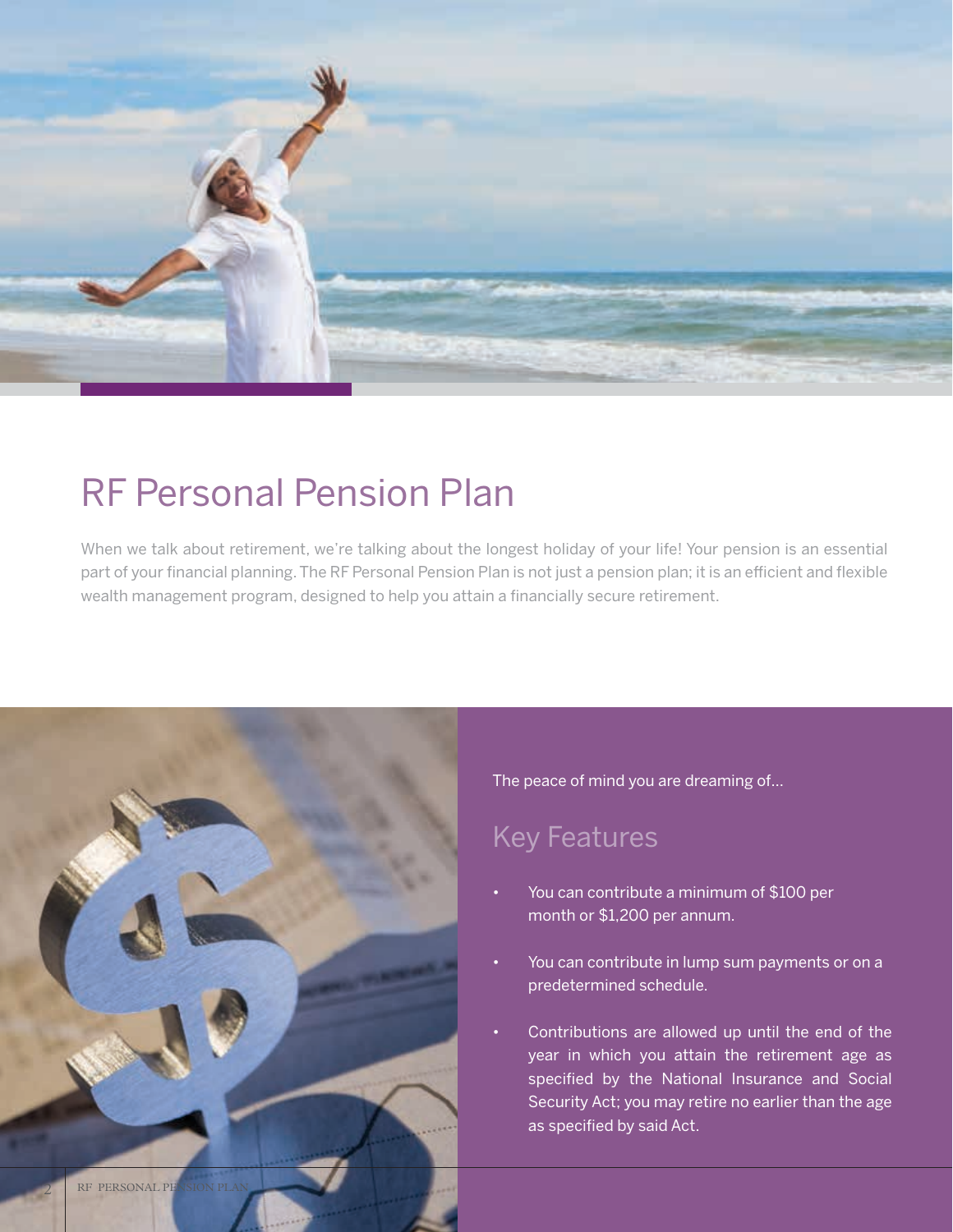# RF Personal Pension Plan

When we talk about retirement, we're talking about the longest holiday of your life! Your pension is an essential part of your financial planning. The RF Personal Pension Plan is not just a pension plan; it is an efficient and flexible wealth management program, designed to help you attain a financially secure retirement.

The peace of mind you are dreaming of...

## Key Features

- You can contribute a minimum of $100 per month or $1,200 per annum.
- You can contribute in lump sum payments or on a predetermined schedule.
- Contributions are allowed up until the end of the year in which you attain the retirement age as specified by the National Insurance and Social Security Act; you may retire no earlier than the age as specified by said Act.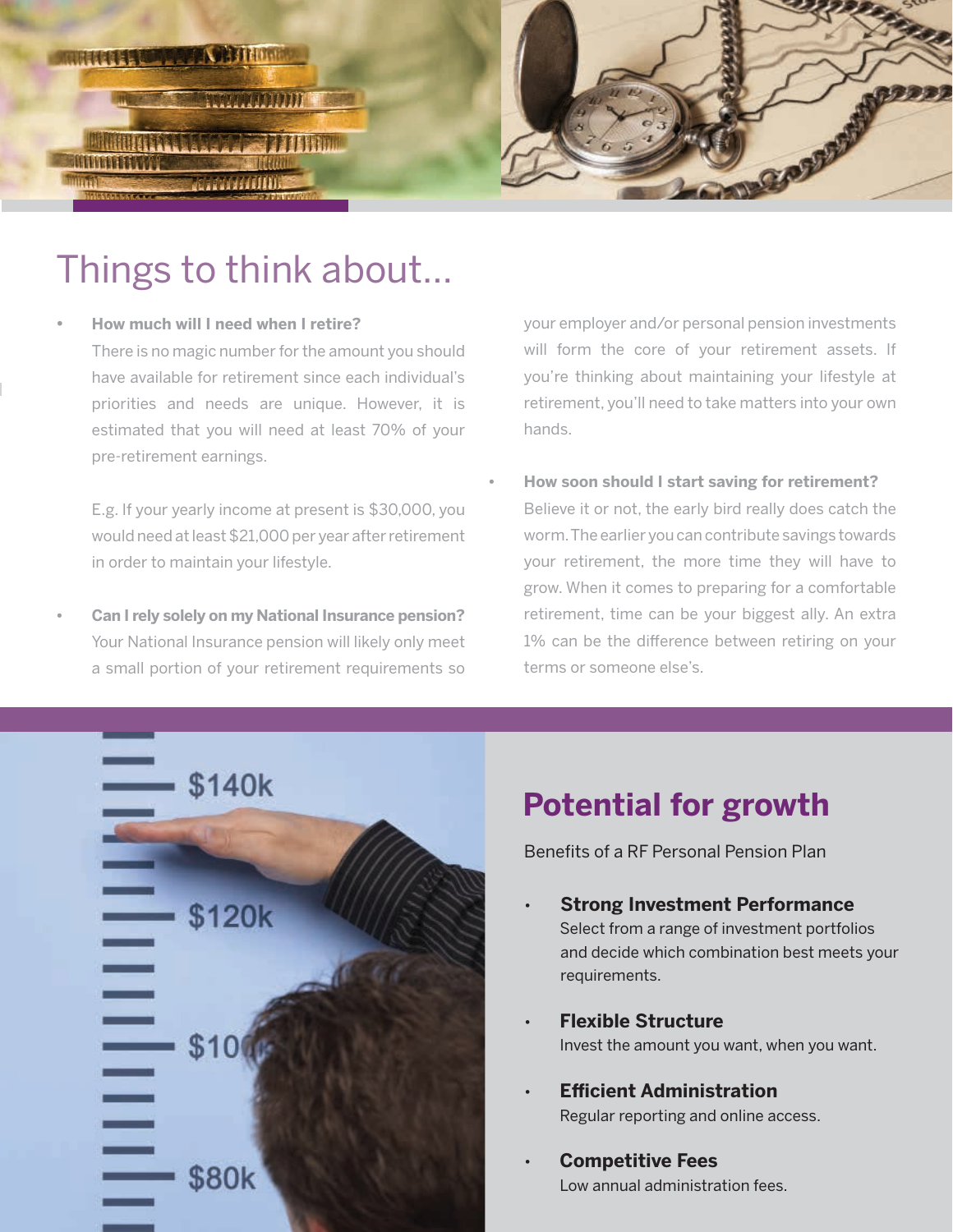# Things to think about...

- **How much will I need when I retire?**
  There is no magic number for the amount you should have available for retirement since each individual's priorities and needs are unique. However, it is estimated that you will need at least 70% of your pre-retirement earnings.

  E.g. If your yearly income at present is $30,000, you would need at least $21,000 per year after retirement in order to maintain your lifestyle.

- **Can I rely solely on my National Insurance pension?**
  Your National Insurance pension will likely only meet a small portion of your retirement requirements so your employer and/or personal pension investments will form the core of your retirement assets. If you're thinking about maintaining your lifestyle at retirement, you'll need to take matters into your own hands.

- **How soon should I start saving for retirement?**
  Believe it or not, the early bird really does catch the worm. The earlier you can contribute savings towards your retirement, the more time they will have to grow. When it comes to preparing for a comfortable retirement, time can be your biggest ally. An extra 1% can be the difference between retiring on your terms or someone else's.

## Potential for growth

Benefits of a RF Personal Pension Plan

- **Strong Investment Performance**
  Select from a range of investment portfolios and decide which combination best meets your requirements.
- **Flexible Structure**
  Invest the amount you want, when you want.
- **Efficient Administration**
  Regular reporting and online access.
- **Competitive Fees**
  Low annual administration fees.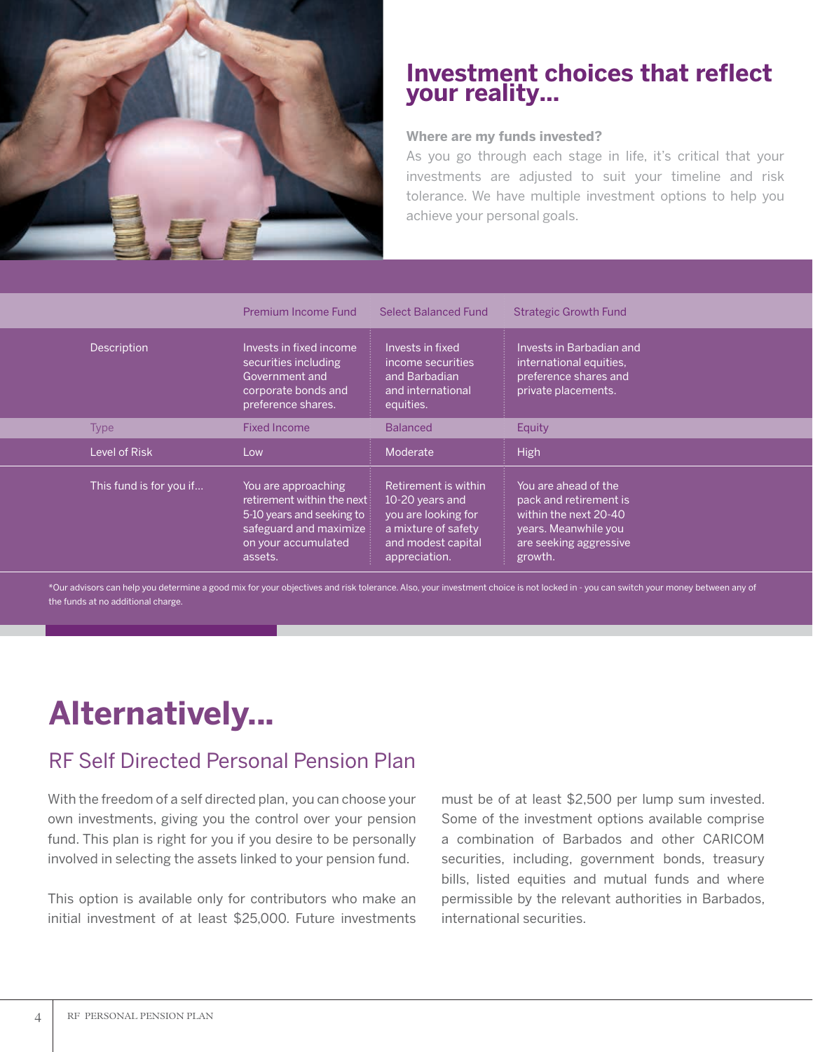# Investment choices that reflect your reality...

**Where are my funds invested?**

As you go through each stage in life, it's critical that your investments are adjusted to suit your timeline and risk tolerance. We have multiple investment options to help you achieve your personal goals.

| | Premium Income Fund | Select Balanced Fund | Strategic Growth Fund |
|---|---|---|---|
| Description | Invests in fixed income securities including Government and corporate bonds and preference shares. | Invests in fixed income securities and Barbadian and international equities. | Invests in Barbadian and international equities, preference shares and private placements. |
| Type | Fixed Income | Balanced | Equity |
| Level of Risk | Low | Moderate | High |
| This fund is for you if... | You are approaching retirement within the next 5-10 years and seeking to safeguard and maximize on your accumulated assets. | Retirement is within 10-20 years and you are looking for a mixture of safety and modest capital appreciation. | You are ahead of the pack and retirement is within the next 20-40 years. Meanwhile you are seeking aggressive growth. |

*Our advisors can help you determine a good mix for your objectives and risk tolerance. Also, your investment choice is not locked in - you can switch your money between any of the funds at no additional charge.

# Alternatively...

## RF Self Directed Personal Pension Plan

With the freedom of a self directed plan, you can choose your own investments, giving you the control over your pension fund. This plan is right for you if you desire to be personally involved in selecting the assets linked to your pension fund.

This option is available only for contributors who make an initial investment of at least $25,000. Future investments must be of at least $2,500 per lump sum invested. Some of the investment options available comprise a combination of Barbados and other CARICOM securities, including, government bonds, treasury bills, listed equities and mutual funds and where permissible by the relevant authorities in Barbados, international securities.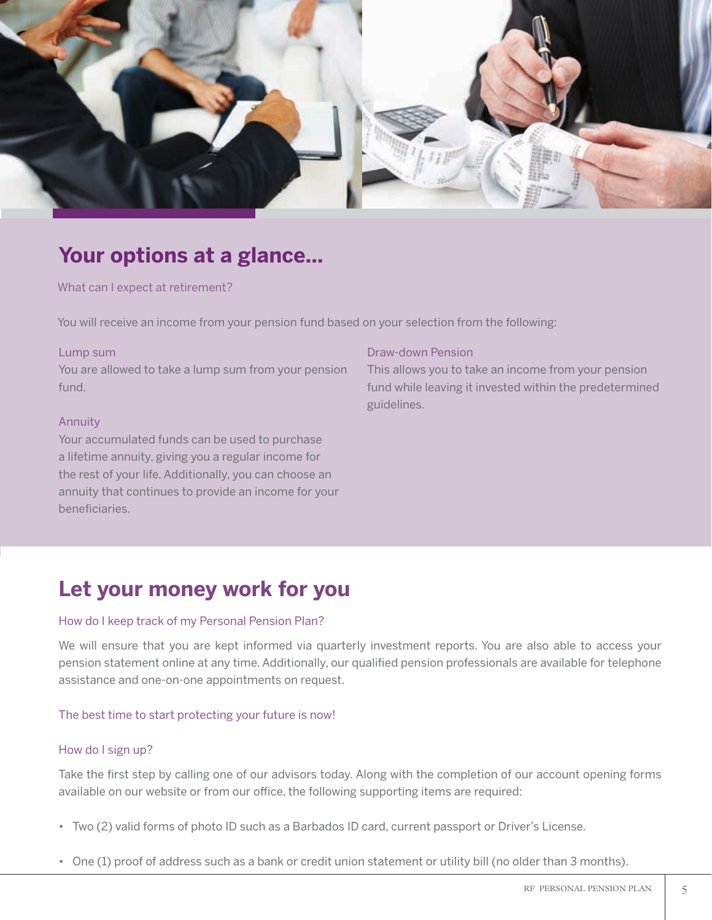## Your options at a glance...

What can I expect at retirement?

You will receive an income from your pension fund based on your selection from the following:

### Lump sum

You are allowed to take a lump sum from your pension fund.

### Annuity

Your accumulated funds can be used to purchase a lifetime annuity, giving you a regular income for the rest of your life. Additionally, you can choose an annuity that continues to provide an income for your beneficiaries.

### Draw-down Pension

This allows you to take an income from your pension fund while leaving it invested within the predetermined guidelines.

## Let your money work for you

How do I keep track of my Personal Pension Plan?

We will ensure that you are kept informed via quarterly investment reports. You are also able to access your pension statement online at any time. Additionally, our qualified pension professionals are available for telephone assistance and one-on-one appointments on request.

The best time to start protecting your future is now!

How do I sign up?

Take the first step by calling one of our advisors today. Along with the completion of our account opening forms available on our website or from our office, the following supporting items are required:

- Two (2) valid forms of photo ID such as a Barbados ID card, current passport or Driver's License.
- One (1) proof of address such as a bank or credit union statement or utility bill (no older than 3 months).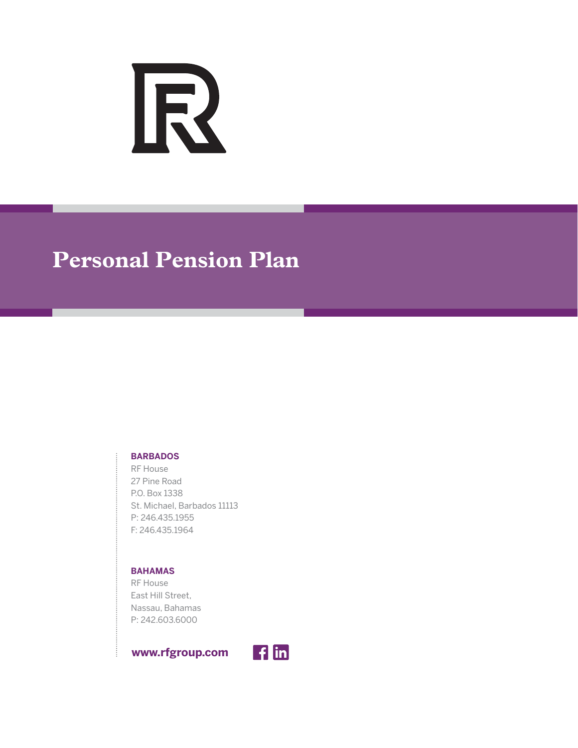# Personal Pension Plan

**BARBADOS**
RF House
27 Pine Road
P.O. Box 1338
St. Michael, Barbados 11113
P: 246.435.1955
F: 246.435.1964

**BAHAMAS**
RF House
East Hill Street,
Nassau, Bahamas
P: 242.603.6000

**www.rfgroup.com**